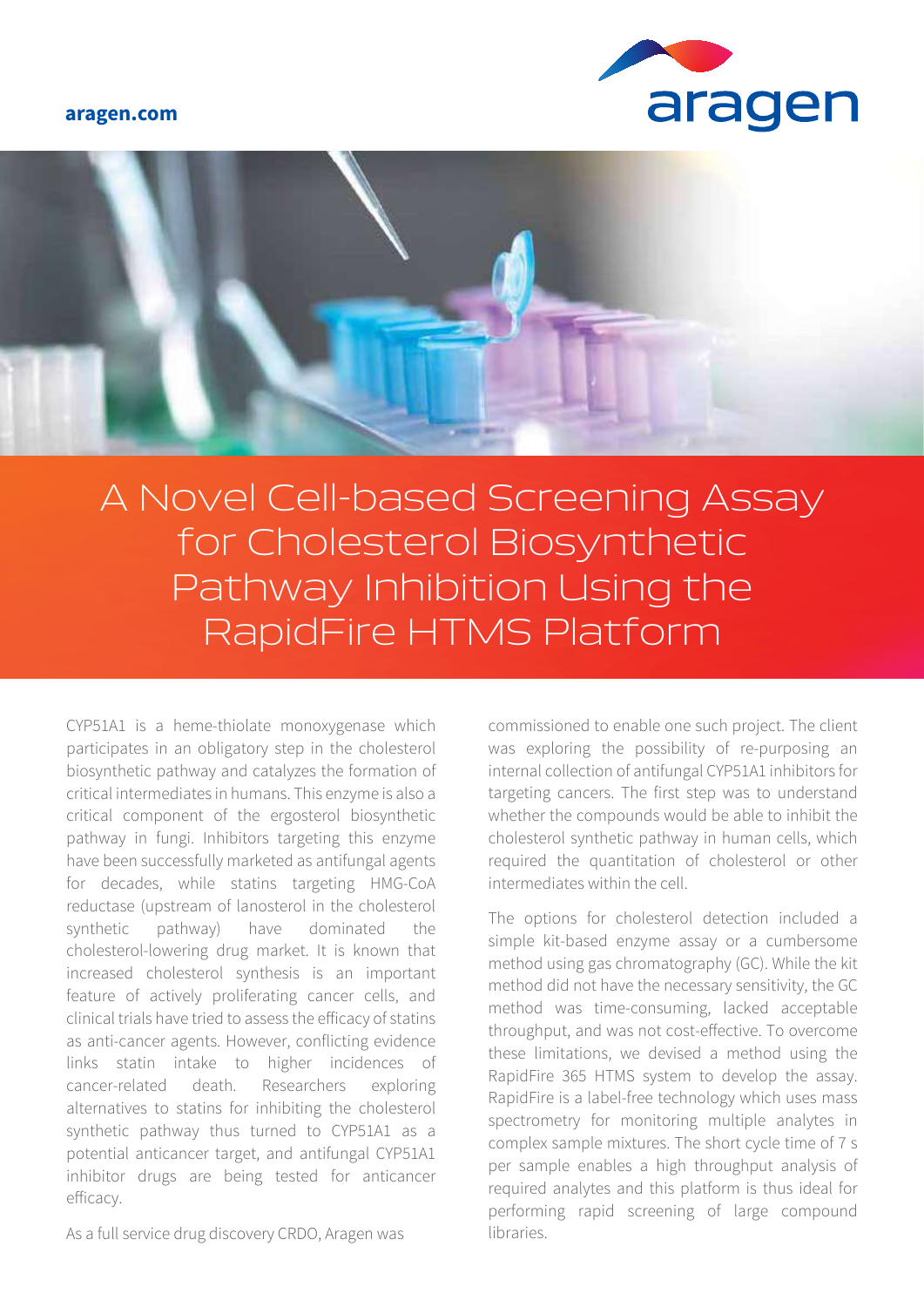# A Novel Cell-based Screening Assay for Cholesterol Biosynthetic Pathway Inhibition Using the RapidFire HTMS Platform

CYP51A1 is a heme-thiolate monooxygenase which participates in an obligatory step in the cholesterol biosynthetic pathway and catalyzes the formation of critical intermediates in humans. This enzyme is also a critical component of the ergosterol biosynthetic pathway in fungi. Inhibitors targeting this enzyme have been successfully marketed as antifungal agents for decades, while statins targeting HMG-CoA reductase (upstream of lanosterol in the cholesterol synthetic pathway) have dominated the cholesterol-lowering drug market. It is known that increased cholesterol synthesis is an important feature of actively proliferating cancer cells, and clinical trials have tried to assess the efficacy of statins as anti-cancer agents. However, conflicting evidence links statin intake to higher incidences of cancer-related death. Researchers exploring alternatives to statins for inhibiting the cholesterol synthetic pathway thus turned to CYP51A1 as a potential anticancer target, and antifungal CYP51A1 inhibitor drugs are being tested for anticancer efficacy.

As a full service drug discovery CRDO, Aragen was commissioned to enable one such project. The client was exploring the possibility of re-purposing an internal collection of antifungal CYP51A1 inhibitors for targeting cancers. The first step was to understand whether the compounds would be able to inhibit the cholesterol synthetic pathway in human cells, which required the quantitation of cholesterol or other intermediates within the cell.

The options for cholesterol detection included a simple kit-based enzyme assay or a cumbersome method using gas chromatography (GC). While the kit method did not have the necessary sensitivity, the GC method was time-consuming, lacked acceptable throughput, and was not cost-effective. To overcome these limitations, we devised a method using the RapidFire 365 HTMS system to develop the assay. RapidFire is a label-free technology which uses mass spectrometry for monitoring multiple analytes in complex sample mixtures. The short cycle time of 7 s per sample enables a high throughput analysis of required analytes and this platform is thus ideal for performing rapid screening of large compound libraries.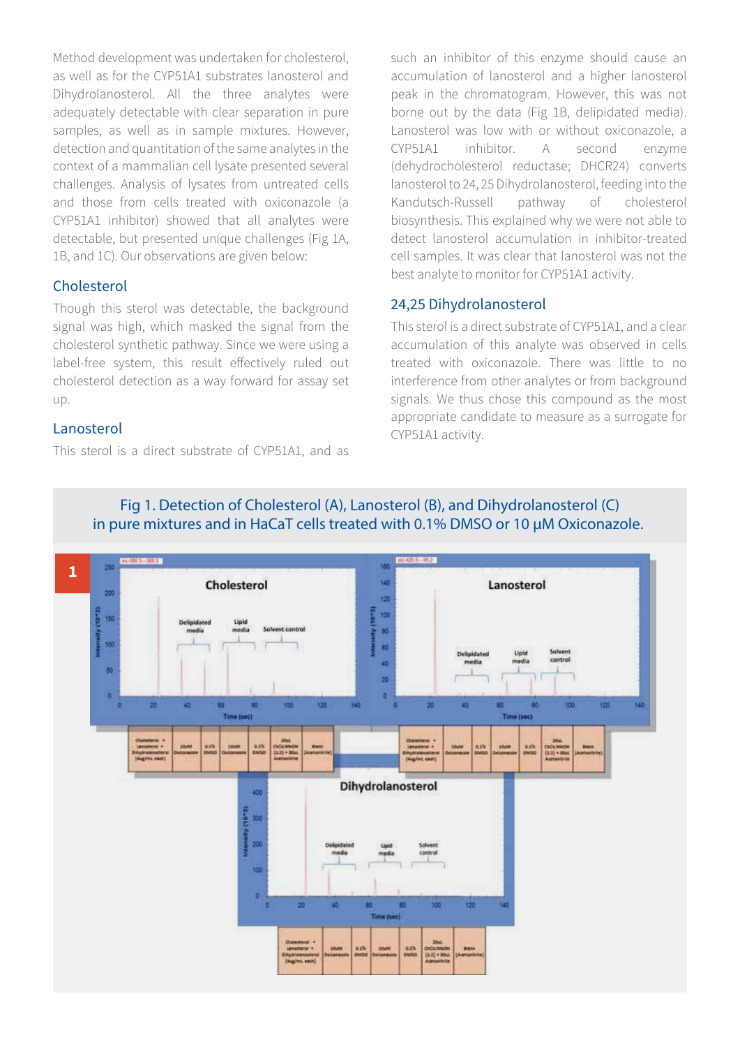Method development was undertaken for cholesterol, as well as for the CYP51A1 substrates lanosterol and Dihydrolanosterol. All the three analytes were adequately detectable with clear separation in pure samples, as well as in sample mixtures. However, detection and quantitation of the same analytes in the context of a mammalian cell lysate presented several challenges. Analysis of lysates from untreated cells and those from cells treated with oxiconazole (a CYP51A1 inhibitor) showed that all analytes were detectable, but presented unique challenges (Fig 1A, 1B, and 1C). Our observations are given below:

### Cholesterol

Though this sterol was detectable, the background signal was high, which masked the signal from the cholesterol synthetic pathway. Since we were using a label-free system, this result effectively ruled out cholesterol detection as a way forward for assay set up.

### Lanosterol

This sterol is a direct substrate of CYP51A1, and as such an inhibitor of this enzyme should cause an accumulation of lanosterol and a higher lanosterol peak in the chromatogram. However, this was not borne out by the data (Fig 1B, delipidated media). Lanosterol was low with or without oxiconazole, a CYP51A1 inhibitor. A second enzyme (dehydrocholesterol reductase; DHCR24) converts lanosterol to 24, 25 Dihydrolanosterol, feeding into the Kandutsch-Russell pathway of cholesterol biosynthesis. This explained why we were not able to detect lanosterol accumulation in inhibitor-treated cell samples. It was clear that lanosterol was not the best analyte to monitor for CYP51A1 activity.

### 24,25 Dihydrolanosterol

This sterol is a direct substrate of CYP51A1, and a clear accumulation of this analyte was observed in cells treated with oxiconazole. There was little to no interference from other analytes or from background signals. We thus chose this compound as the most appropriate candidate to measure as a surrogate for CYP51A1 activity.

Fig 1. Detection of Cholesterol (A), Lanosterol (B), and Dihydrolanosterol (C) in pure mixtures and in HaCaT cells treated with 0.1% DMSO or 10 µM Oxiconazole.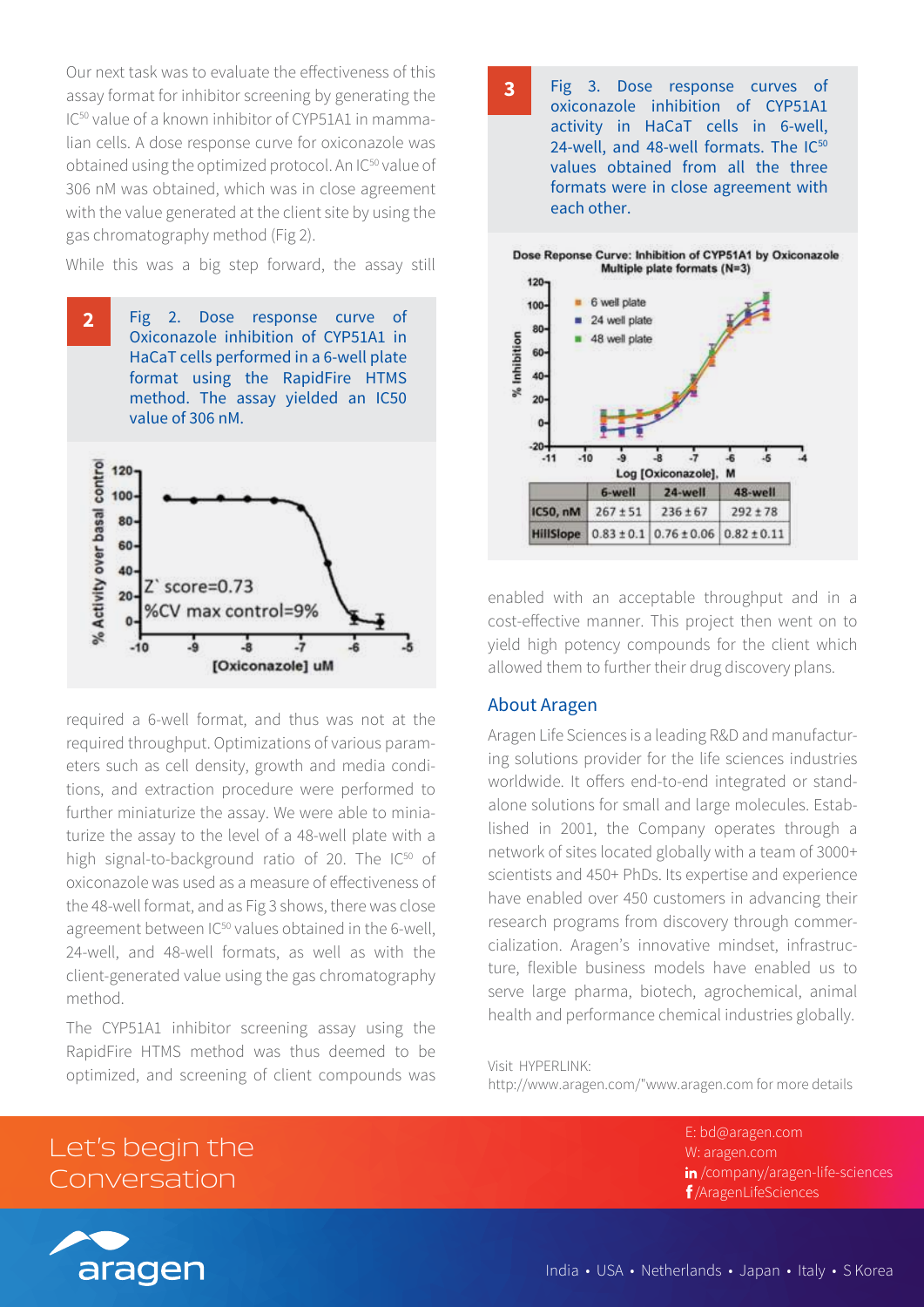Our next task was to evaluate the effectiveness of this assay format for inhibitor screening by generating the $IC_{50}$ value of a known inhibitor of CYP51A1 in mammalian cells. A dose response curve for oxiconazole was obtained using the optimized protocol. An $IC_{50}$ value of 306 nM was obtained, which was in close agreement with the value generated at the client site by using the gas chromatography method (Fig 2).

While this was a big step forward, the assay still required a 6-well format, and thus was not at the required throughput. Optimizations of various parameters such as cell density, growth and media conditions, and extraction procedure were performed to further miniaturize the assay. We were able to miniaturize the assay to the level of a 48-well plate with a high signal-to-background ratio of 20. The $IC_{50}$ of oxiconazole was used as a measure of effectiveness of the 48-well format, and as Fig 3 shows, there was close agreement between $IC_{50}$ values obtained in the 6-well, 24-well, and 48-well formats, as well as with the client-generated value using the gas chromatography method.

The CYP51A1 inhibitor screening assay using the RapidFire HTMS method was thus deemed to be optimized, and screening of client compounds was enabled with an acceptable throughput and in a cost-effective manner. This project then went on to yield high potency compounds for the client which allowed them to further their drug discovery plans.

**2** Fig 2. Dose response curve of Oxiconazole inhibition of CYP51A1 in HaCaT cells performed in a 6-well plate format using the RapidFire HTMS method. The assay yielded an IC50 value of 306 nM.

% Activity over basal control
120
100
80
60
40
20
0
-10
-9
-8
-7
-6
-5
[Oxiconazole] uM
Z` score=0.73
%CV max control=9%

**3** Fig 3. Dose response curves of oxiconazole inhibition of CYP51A1 activity in HaCaT cells in 6-well, 24-well, and 48-well formats. The $IC_{50}$ values obtained from all the three formats were in close agreement with each other.

Dose Reponse Curve: Inhibition of CYP51A1 by Oxiconazole
Multiple plate formats (N=3)
% Inhibition
120
100
80
60
40
20
0
-20
-11
-10
-9
-8
-7
-6
-5
-4
Log [Oxiconazole], M
6 well plate
24 well plate
48 well plate

| | 6-well | 24-well | 48-well |
|---|---|---|---|
| IC50, nM | 267 ± 51 | 236 ± 67 | 292 ± 78 |
| HillSlope | 0.83 ± 0.1 | 0.76 ± 0.06 | 0.82 ± 0.11 |

## About Aragen

Aragen Life Sciences is a leading R&D and manufacturing solutions provider for the life sciences industries worldwide. It offers end-to-end integrated or standalone solutions for small and large molecules. Established in 2001, the Company operates through a network of sites located globally with a team of 3000+ scientists and 450+ PhDs. Its expertise and experience have enabled over 450 customers in advancing their research programs from discovery through commercialization. Aragen's innovative mindset, infrastructure, flexible business models have enabled us to serve large pharma, biotech, agrochemical, animal health and performance chemical industries globally.

Visit HYPERLINK: http://www.aragen.com/"www.aragen.com for more details

## Let's begin the Conversation

E: bd@aragen.com
W: aragen.com
in /company/aragen-life-sciences
f /AragenLifeSciences

aragen

India • USA • Netherlands • Japan • Italy • S Korea